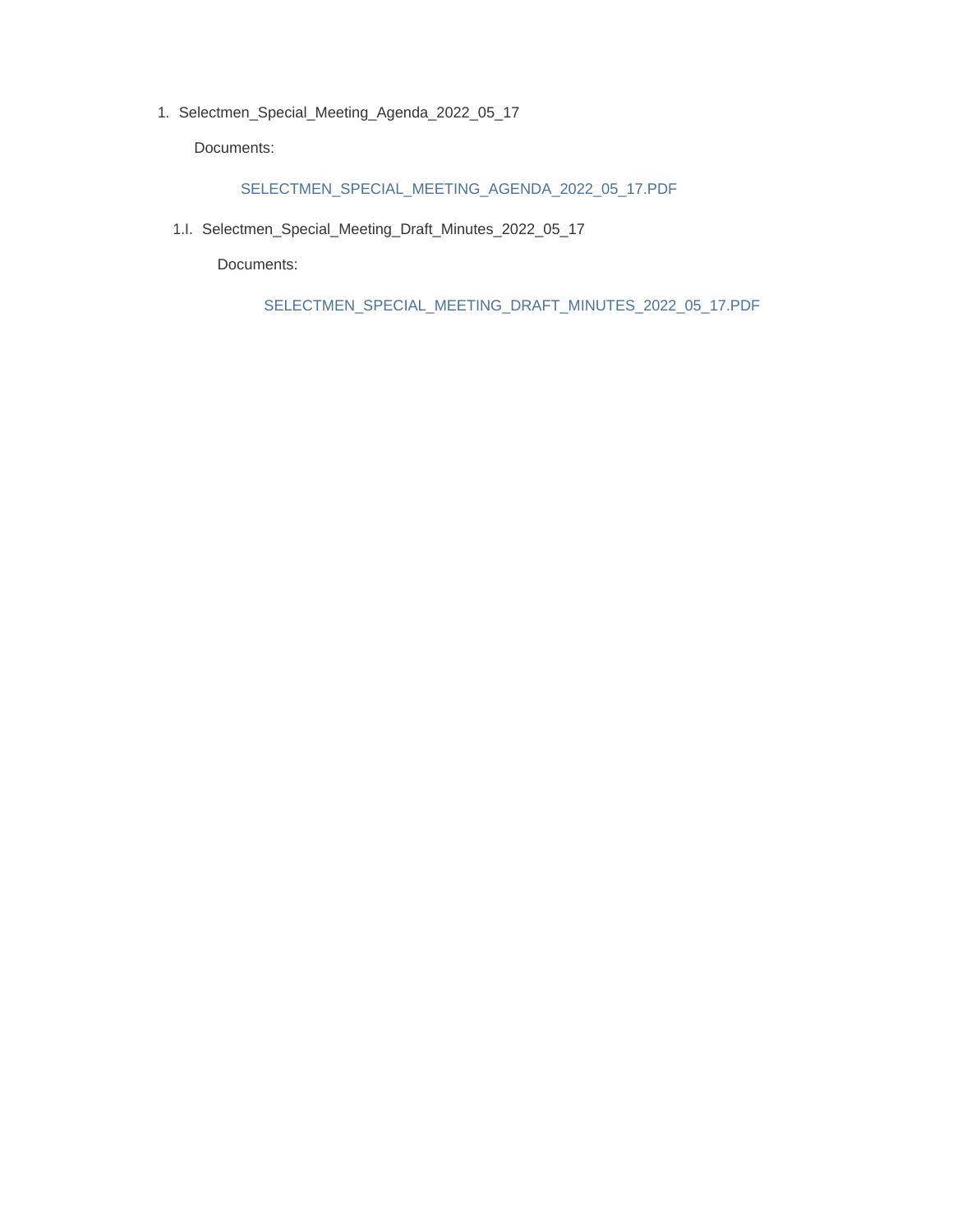1. Selectmen_Special_Meeting_Agenda_2022_05_17

    Documents:

    SELECTMEN_SPECIAL_MEETING_AGENDA_2022_05_17.PDF

    1.I. Selectmen_Special_Meeting_Draft_Minutes_2022_05_17

    Documents:

    SELECTMEN_SPECIAL_MEETING_DRAFT_MINUTES_2022_05_17.PDF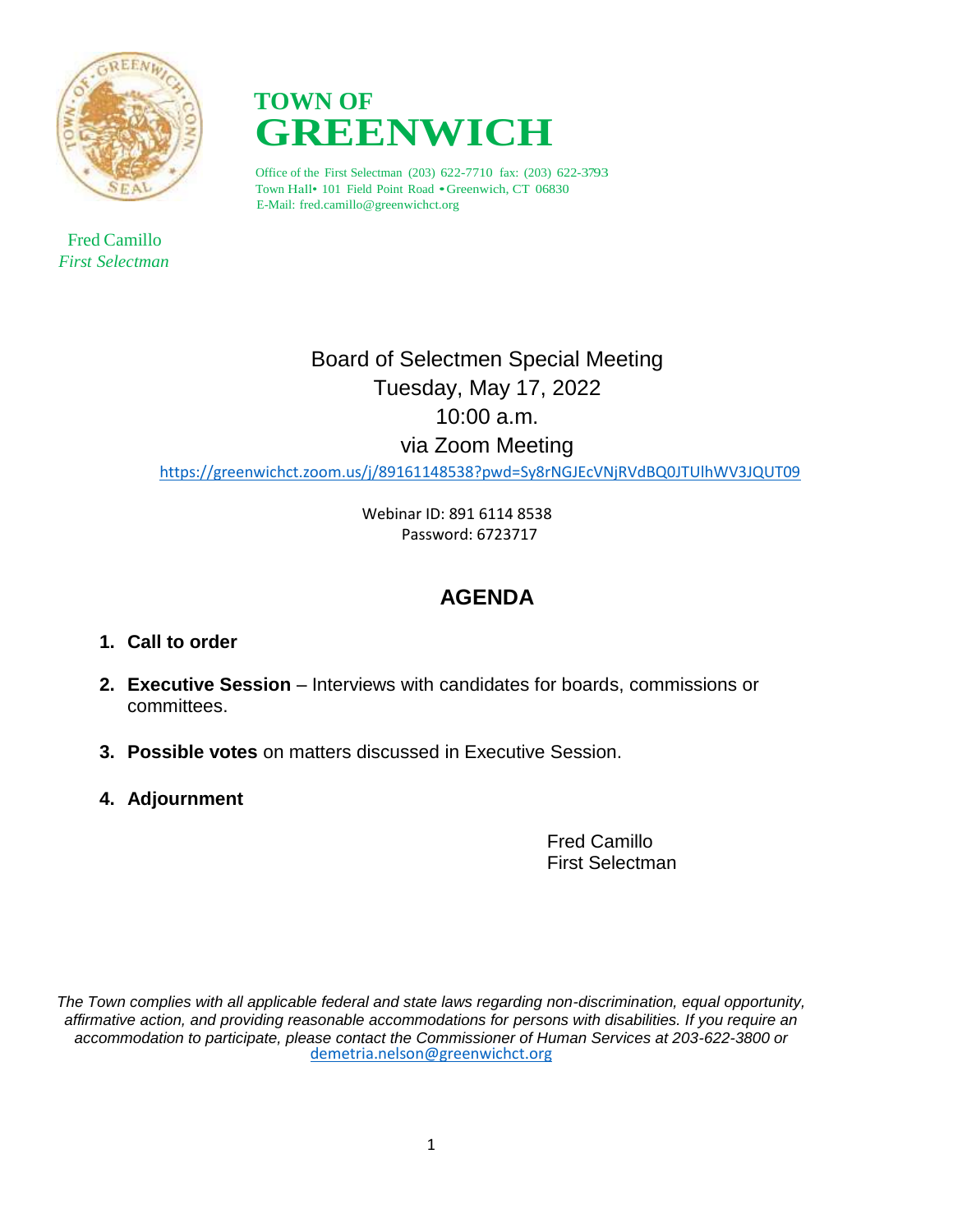# TOWN OF GREENWICH

Office of the First Selectman (203) 622-7710 fax: (203) 622-3793
Town Hall• 101 Field Point Road • Greenwich, CT 06830
E-Mail: fred.camillo@greenwichct.org

Fred Camillo
*First Selectman*

Board of Selectmen Special Meeting
Tuesday, May 17, 2022
10:00 a.m.
via Zoom Meeting

https://greenwichct.zoom.us/j/89161148538?pwd=Sy8rNGJEcVNjRVdBQ0JTUlhWV3JQUT09

Webinar ID: 891 6114 8538
Password: 6723717

## AGENDA

1. **Call to order**
2. **Executive Session** – Interviews with candidates for boards, commissions or committees.
3. **Possible votes** on matters discussed in Executive Session.
4. **Adjournment**

Fred Camillo
First Selectman

*The Town complies with all applicable federal and state laws regarding non-discrimination, equal opportunity, affirmative action, and providing reasonable accommodations for persons with disabilities. If you require an accommodation to participate, please contact the Commissioner of Human Services at 203-622-3800 or* demetria.nelson@greenwichct.org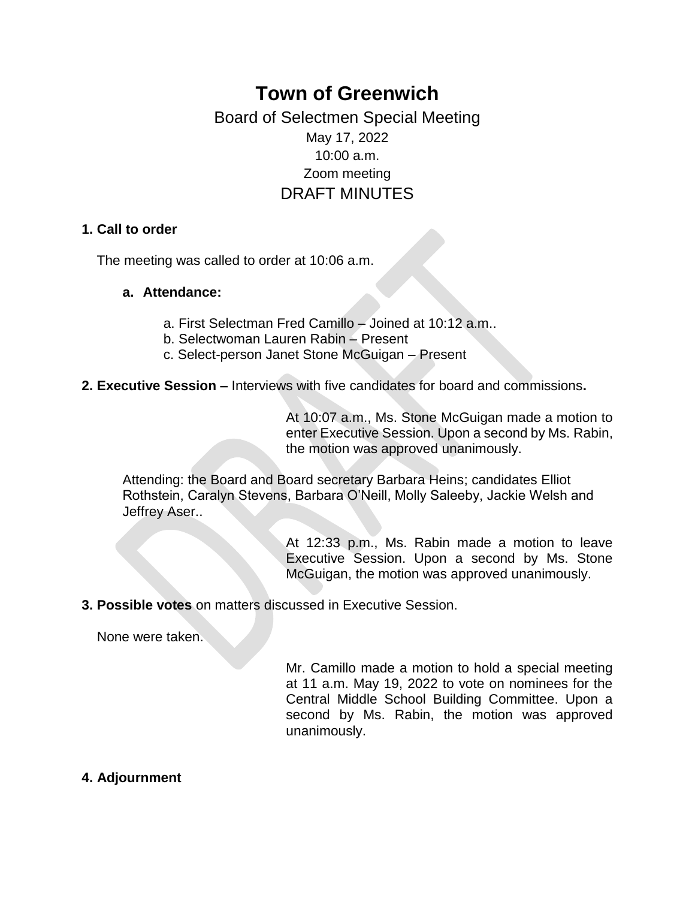# Town of Greenwich

## Board of Selectmen Special Meeting

May 17, 2022
10:00 a.m.
Zoom meeting

## DRAFT MINUTES

**1. Call to order**

The meeting was called to order at 10:06 a.m.

**a. Attendance:**

a. First Selectman Fred Camillo – Joined at 10:12 a.m..
b. Selectwoman Lauren Rabin – Present
c. Select-person Janet Stone McGuigan – Present

**2. Executive Session –** Interviews with five candidates for board and commissions**.**

At 10:07 a.m., Ms. Stone McGuigan made a motion to enter Executive Session. Upon a second by Ms. Rabin, the motion was approved unanimously.

Attending: the Board and Board secretary Barbara Heins; candidates Elliot Rothstein, Caralyn Stevens, Barbara O'Neill, Molly Saleeby, Jackie Welsh and Jeffrey Aser..

At 12:33 p.m., Ms. Rabin made a motion to leave Executive Session. Upon a second by Ms. Stone McGuigan, the motion was approved unanimously.

**3. Possible votes** on matters discussed in Executive Session.

None were taken.

Mr. Camillo made a motion to hold a special meeting at 11 a.m. May 19, 2022 to vote on nominees for the Central Middle School Building Committee. Upon a second by Ms. Rabin, the motion was approved unanimously.

**4. Adjournment**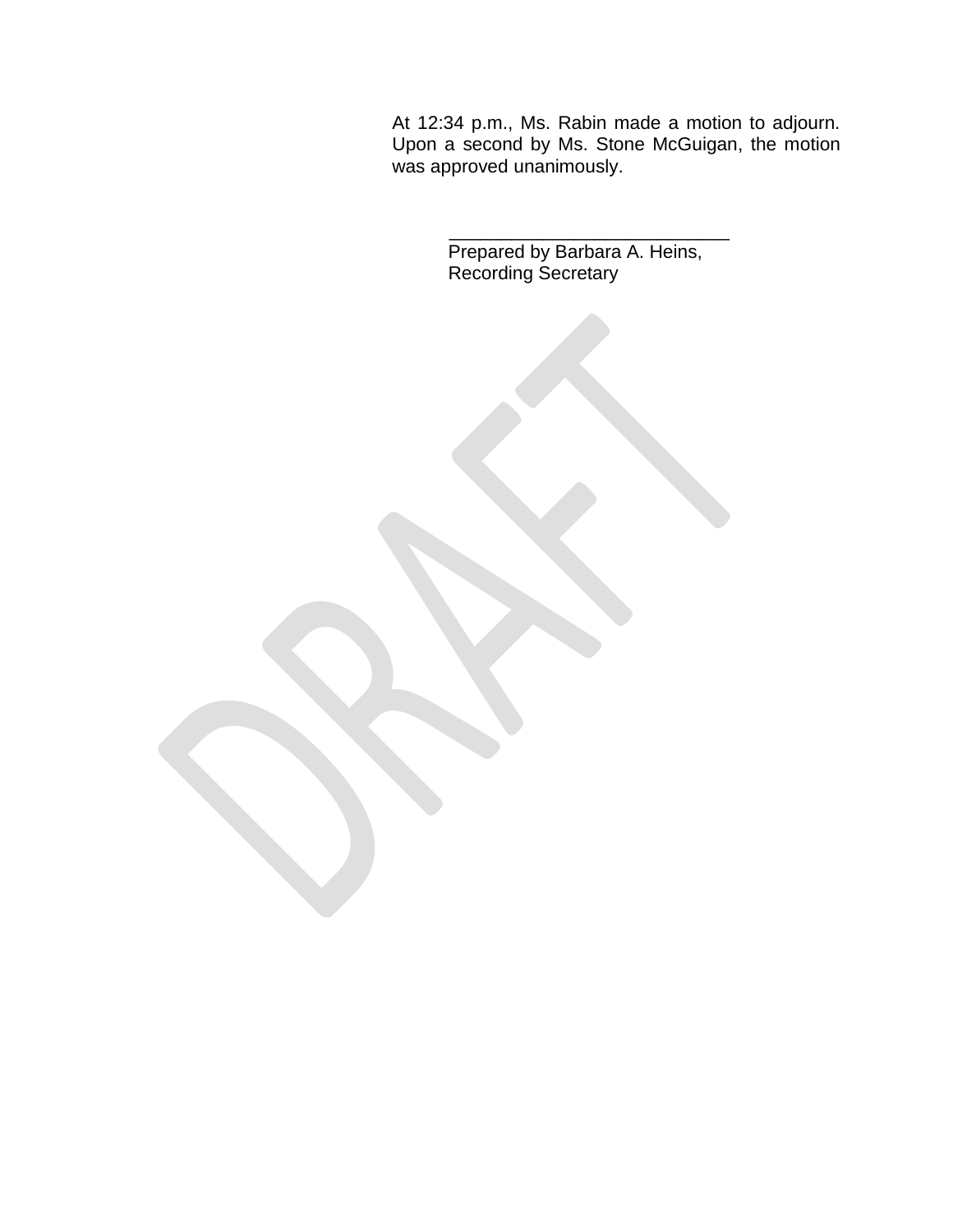At 12:34 p.m., Ms. Rabin made a motion to adjourn. Upon a second by Ms. Stone McGuigan, the motion was approved unanimously.

\_\_\_\_\_\_\_\_\_\_\_\_\_\_\_\_\_\_\_\_\_\_\_\_\_\_\_\_
Prepared by Barbara A. Heins,
Recording Secretary

DRAFT